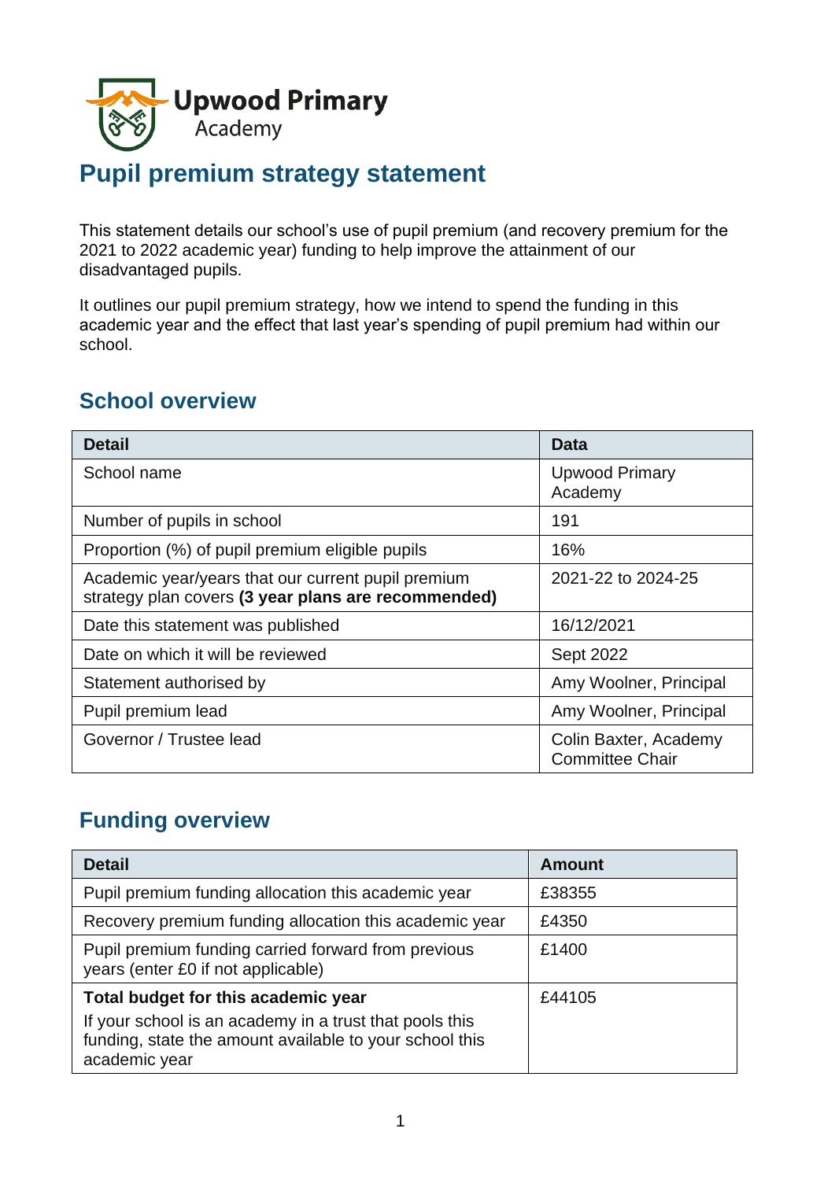Upwood Primary Academy

# Pupil premium strategy statement

This statement details our school's use of pupil premium (and recovery premium for the 2021 to 2022 academic year) funding to help improve the attainment of our disadvantaged pupils.

It outlines our pupil premium strategy, how we intend to spend the funding in this academic year and the effect that last year's spending of pupil premium had within our school.

## School overview

| Detail | Data |
| --- | --- |
| School name | Upwood Primary Academy |
| Number of pupils in school | 191 |
| Proportion (%) of pupil premium eligible pupils | 16% |
| Academic year/years that our current pupil premium strategy plan covers **(3 year plans are recommended)** | 2021-22 to 2024-25 |
| Date this statement was published | 16/12/2021 |
| Date on which it will be reviewed | Sept 2022 |
| Statement authorised by | Amy Woolner, Principal |
| Pupil premium lead | Amy Woolner, Principal |
| Governor / Trustee lead | Colin Baxter, Academy Committee Chair |

## Funding overview

| Detail | Amount |
| --- | --- |
| Pupil premium funding allocation this academic year | £38355 |
| Recovery premium funding allocation this academic year | £4350 |
| Pupil premium funding carried forward from previous years (enter £0 if not applicable) | £1400 |
| **Total budget for this academic year**<br>If your school is an academy in a trust that pools this funding, state the amount available to your school this academic year | £44105 |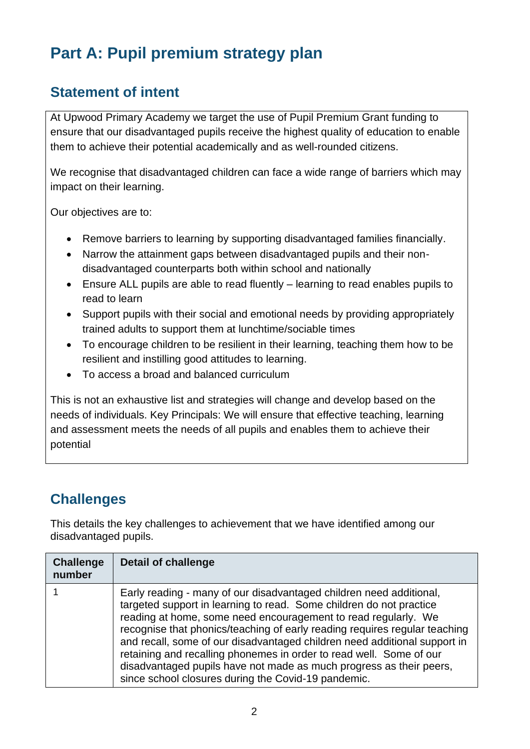# Part A: Pupil premium strategy plan

## Statement of intent

At Upwood Primary Academy we target the use of Pupil Premium Grant funding to ensure that our disadvantaged pupils receive the highest quality of education to enable them to achieve their potential academically and as well-rounded citizens.

We recognise that disadvantaged children can face a wide range of barriers which may impact on their learning.

Our objectives are to:

- Remove barriers to learning by supporting disadvantaged families financially.
- Narrow the attainment gaps between disadvantaged pupils and their non-disadvantaged counterparts both within school and nationally
- Ensure ALL pupils are able to read fluently – learning to read enables pupils to read to learn
- Support pupils with their social and emotional needs by providing appropriately trained adults to support them at lunchtime/sociable times
- To encourage children to be resilient in their learning, teaching them how to be resilient and instilling good attitudes to learning.
- To access a broad and balanced curriculum

This is not an exhaustive list and strategies will change and develop based on the needs of individuals. Key Principals: We will ensure that effective teaching, learning and assessment meets the needs of all pupils and enables them to achieve their potential

## Challenges

This details the key challenges to achievement that we have identified among our disadvantaged pupils.

| Challenge number | Detail of challenge |
|---|---|
| 1 | Early reading - many of our disadvantaged children need additional, targeted support in learning to read. Some children do not practice reading at home, some need encouragement to read regularly. We recognise that phonics/teaching of early reading requires regular teaching and recall, some of our disadvantaged children need additional support in retaining and recalling phonemes in order to read well. Some of our disadvantaged pupils have not made as much progress as their peers, since school closures during the Covid-19 pandemic. |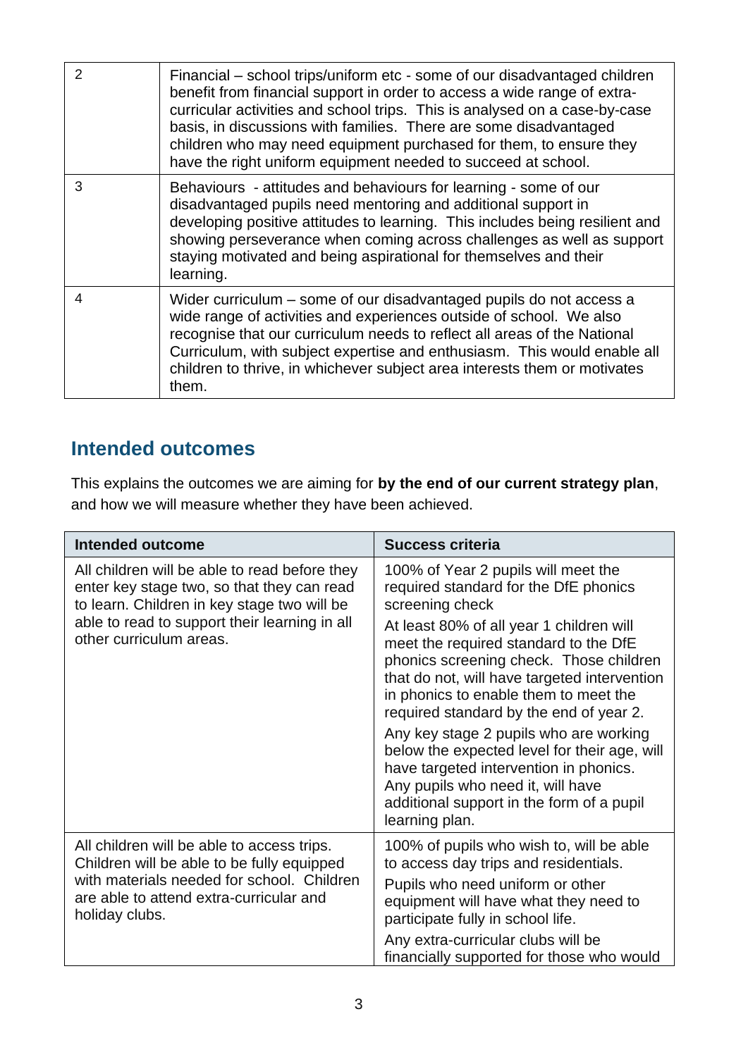| | |
|---|---|
| 2 | Financial – school trips/uniform etc - some of our disadvantaged children benefit from financial support in order to access a wide range of extra-curricular activities and school trips. This is analysed on a case-by-case basis, in discussions with families. There are some disadvantaged children who may need equipment purchased for them, to ensure they have the right uniform equipment needed to succeed at school. |
| 3 | Behaviours - attitudes and behaviours for learning - some of our disadvantaged pupils need mentoring and additional support in developing positive attitudes to learning. This includes being resilient and showing perseverance when coming across challenges as well as support staying motivated and being aspirational for themselves and their learning. |
| 4 | Wider curriculum – some of our disadvantaged pupils do not access a wide range of activities and experiences outside of school. We also recognise that our curriculum needs to reflect all areas of the National Curriculum, with subject expertise and enthusiasm. This would enable all children to thrive, in whichever subject area interests them or motivates them. |

## Intended outcomes

This explains the outcomes we are aiming for **by the end of our current strategy plan**, and how we will measure whether they have been achieved.

| Intended outcome | Success criteria |
|---|---|
| All children will be able to read before they enter key stage two, so that they can read to learn. Children in key stage two will be able to read to support their learning in all other curriculum areas. | 100% of Year 2 pupils will meet the required standard for the DfE phonics screening check<br><br>At least 80% of all year 1 children will meet the required standard to the DfE phonics screening check. Those children that do not, will have targeted intervention in phonics to enable them to meet the required standard by the end of year 2.<br><br>Any key stage 2 pupils who are working below the expected level for their age, will have targeted intervention in phonics. Any pupils who need it, will have additional support in the form of a pupil learning plan. |
| All children will be able to access trips. Children will be able to be fully equipped with materials needed for school. Children are able to attend extra-curricular and holiday clubs. | 100% of pupils who wish to, will be able to access day trips and residentials.<br><br>Pupils who need uniform or other equipment will have what they need to participate fully in school life.<br><br>Any extra-curricular clubs will be financially supported for those who would |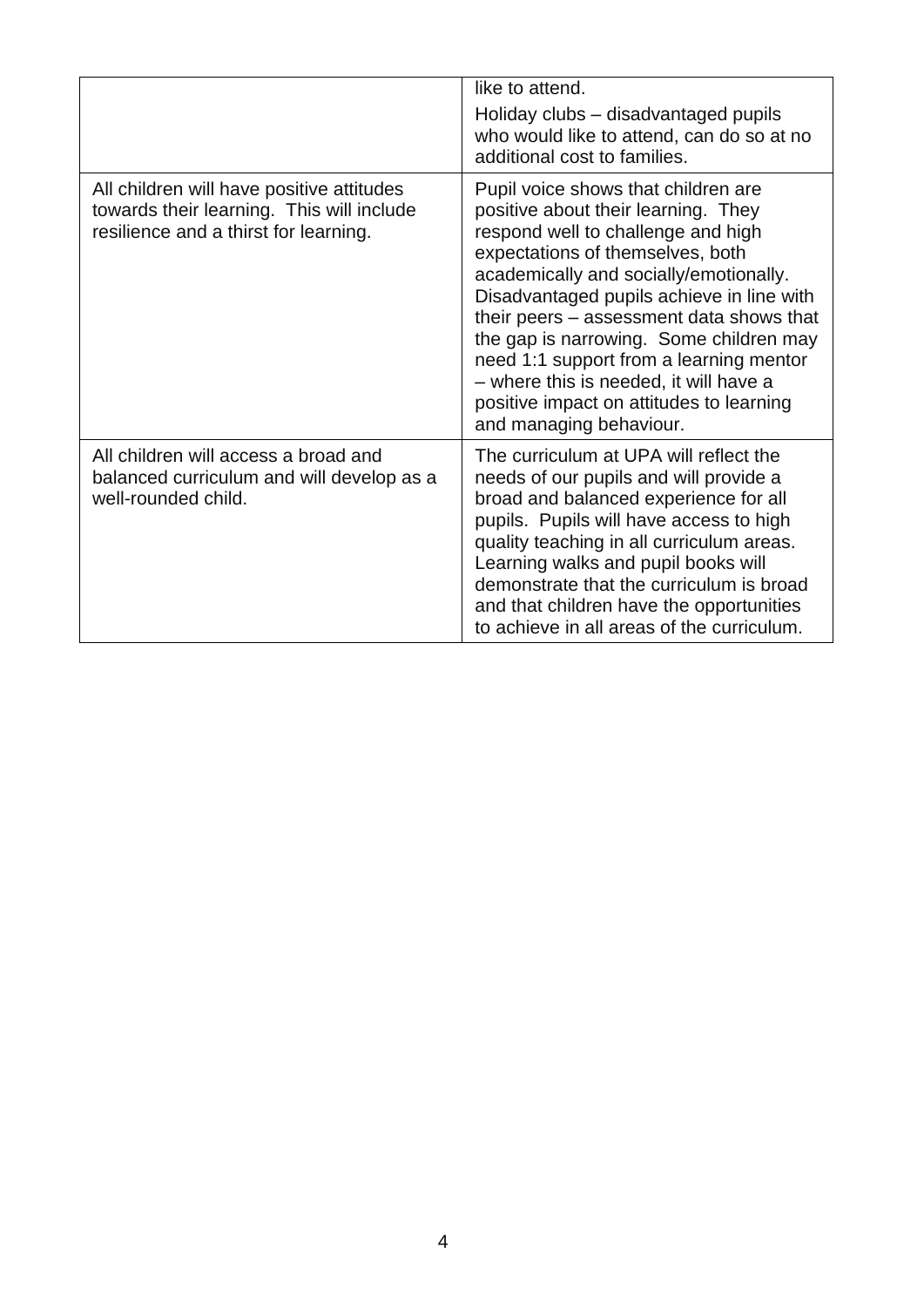| | |
|---|---|
| | like to attend.<br>Holiday clubs – disadvantaged pupils who would like to attend, can do so at no additional cost to families. |
| All children will have positive attitudes towards their learning. This will include resilience and a thirst for learning. | Pupil voice shows that children are positive about their learning. They respond well to challenge and high expectations of themselves, both academically and socially/emotionally. Disadvantaged pupils achieve in line with their peers – assessment data shows that the gap is narrowing. Some children may need 1:1 support from a learning mentor – where this is needed, it will have a positive impact on attitudes to learning and managing behaviour. |
| All children will access a broad and balanced curriculum and will develop as a well-rounded child. | The curriculum at UPA will reflect the needs of our pupils and will provide a broad and balanced experience for all pupils. Pupils will have access to high quality teaching in all curriculum areas. Learning walks and pupil books will demonstrate that the curriculum is broad and that children have the opportunities to achieve in all areas of the curriculum. |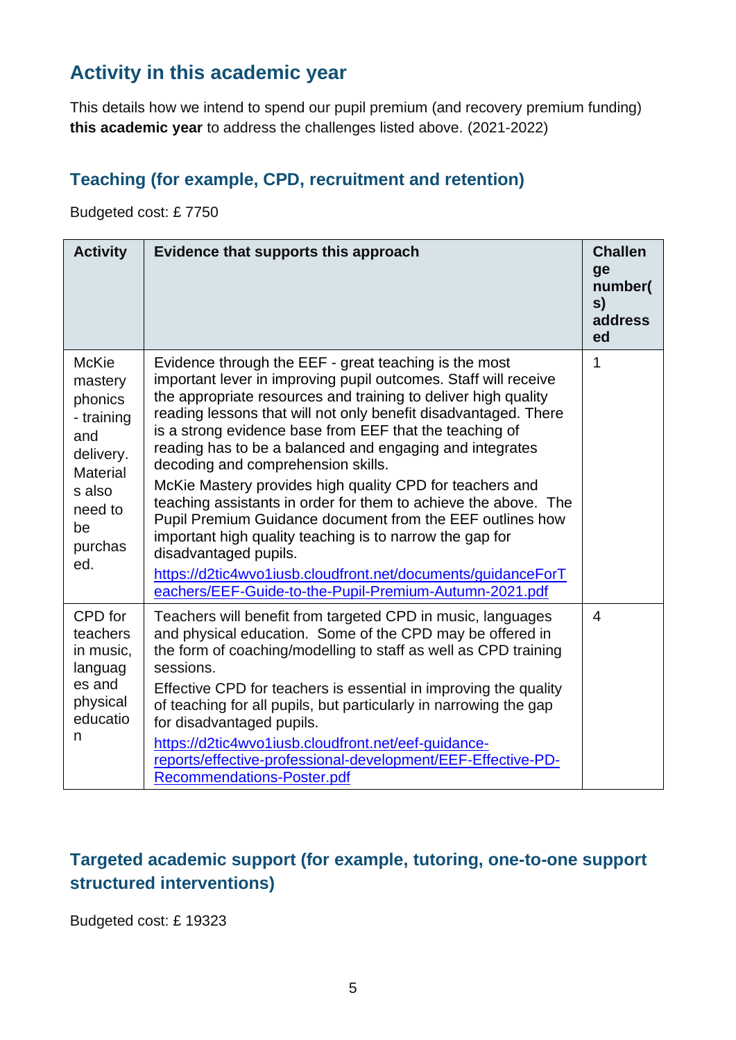## Activity in this academic year

This details how we intend to spend our pupil premium (and recovery premium funding) **this academic year** to address the challenges listed above. (2021-2022)

### Teaching (for example, CPD, recruitment and retention)

Budgeted cost: £ 7750

| Activity | Evidence that supports this approach | Challenge number(s) addressed |
|---|---|---|
| McKie mastery phonics - training and delivery. Materials also need to be purchased. | Evidence through the EEF - great teaching is the most important lever in improving pupil outcomes. Staff will receive the appropriate resources and training to deliver high quality reading lessons that will not only benefit disadvantaged. There is a strong evidence base from EEF that the teaching of reading has to be a balanced and engaging and integrates decoding and comprehension skills.<br>McKie Mastery provides high quality CPD for teachers and teaching assistants in order for them to achieve the above. The Pupil Premium Guidance document from the EEF outlines how important high quality teaching is to narrow the gap for disadvantaged pupils.<br>https://d2tic4wvo1iusb.cloudfront.net/documents/guidanceForTeachers/EEF-Guide-to-the-Pupil-Premium-Autumn-2021.pdf | 1 |
| CPD for teachers in music, languages and physical education | Teachers will benefit from targeted CPD in music, languages and physical education. Some of the CPD may be offered in the form of coaching/modelling to staff as well as CPD training sessions.<br>Effective CPD for teachers is essential in improving the quality of teaching for all pupils, but particularly in narrowing the gap for disadvantaged pupils.<br>https://d2tic4wvo1iusb.cloudfront.net/eef-guidance-reports/effective-professional-development/EEF-Effective-PD-Recommendations-Poster.pdf | 4 |

### Targeted academic support (for example, tutoring, one-to-one support structured interventions)

Budgeted cost: £ 19323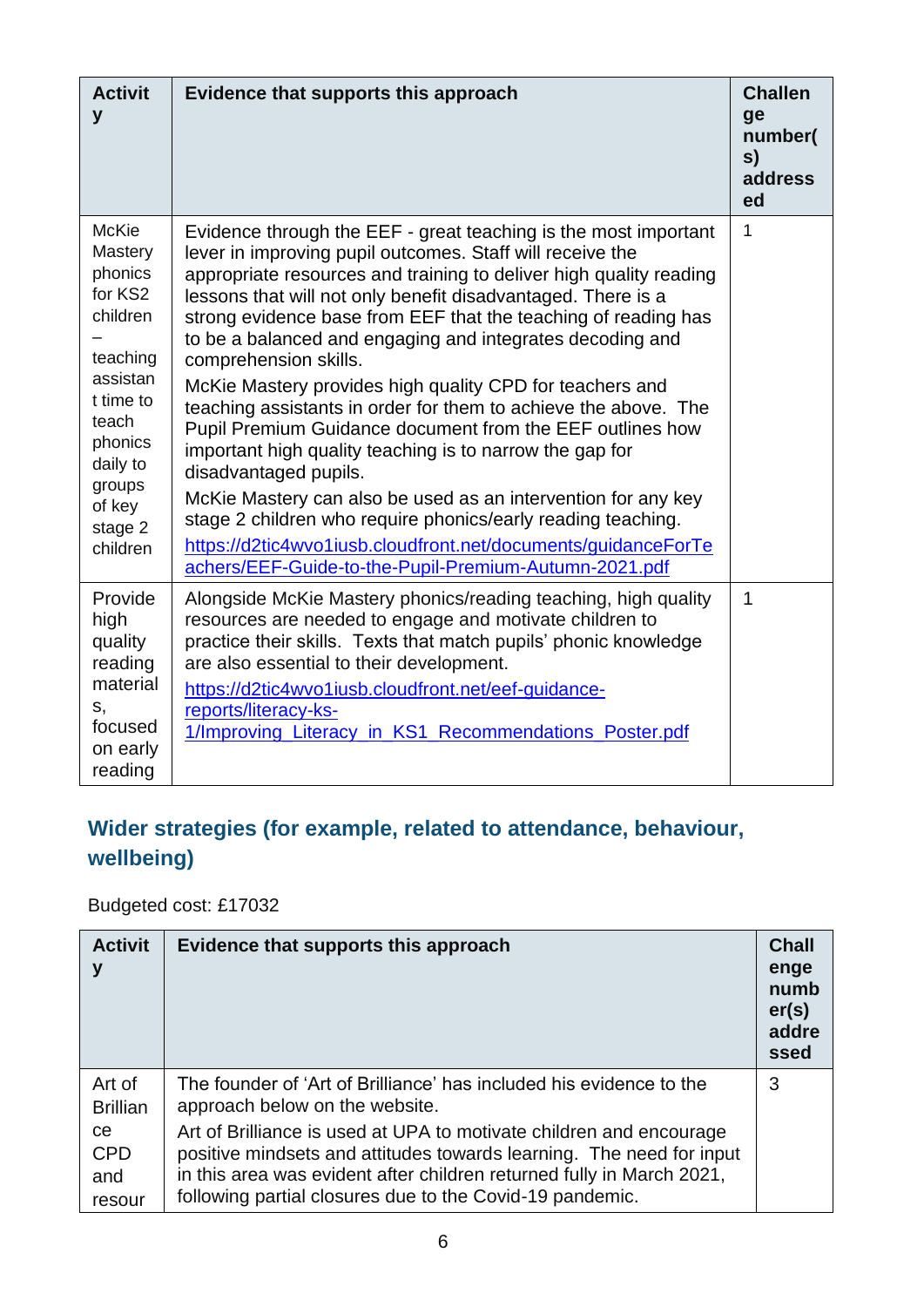| Activity | Evidence that supports this approach | Challenge number(s) addressed |
|---|---|---|
| McKie Mastery phonics for KS2 children – teaching assistant time to teach phonics daily to groups of key stage 2 children | Evidence through the EEF - great teaching is the most important lever in improving pupil outcomes. Staff will receive the appropriate resources and training to deliver high quality reading lessons that will not only benefit disadvantaged. There is a strong evidence base from EEF that the teaching of reading has to be a balanced and engaging and integrates decoding and comprehension skills.<br>McKie Mastery provides high quality CPD for teachers and teaching assistants in order for them to achieve the above. The Pupil Premium Guidance document from the EEF outlines how important high quality teaching is to narrow the gap for disadvantaged pupils.<br>McKie Mastery can also be used as an intervention for any key stage 2 children who require phonics/early reading teaching.<br>[https://d2tic4wvo1iusb.cloudfront.net/documents/guidanceForTeachers/EEF-Guide-to-the-Pupil-Premium-Autumn-2021.pdf](https://d2tic4wvo1iusb.cloudfront.net/documents/guidanceForTeachers/EEF-Guide-to-the-Pupil-Premium-Autumn-2021.pdf) | 1 |
| Provide high quality reading materials, focused on early reading | Alongside McKie Mastery phonics/reading teaching, high quality resources are needed to engage and motivate children to practice their skills. Texts that match pupils' phonic knowledge are also essential to their development.<br>[https://d2tic4wvo1iusb.cloudfront.net/eef-guidance-reports/literacy-ks-1/Improving_Literacy_in_KS1_Recommendations_Poster.pdf](https://d2tic4wvo1iusb.cloudfront.net/eef-guidance-reports/literacy-ks-1/Improving_Literacy_in_KS1_Recommendations_Poster.pdf) | 1 |

## Wider strategies (for example, related to attendance, behaviour, wellbeing)

Budgeted cost: £17032

| Activity | Evidence that supports this approach | Challenge number(s) addressed |
|---|---|---|
| Art of Brilliance CPD and resour | The founder of 'Art of Brilliance' has included his evidence to the approach below on the website.<br>Art of Brilliance is used at UPA to motivate children and encourage positive mindsets and attitudes towards learning. The need for input in this area was evident after children returned fully in March 2021, following partial closures due to the Covid-19 pandemic. | 3 |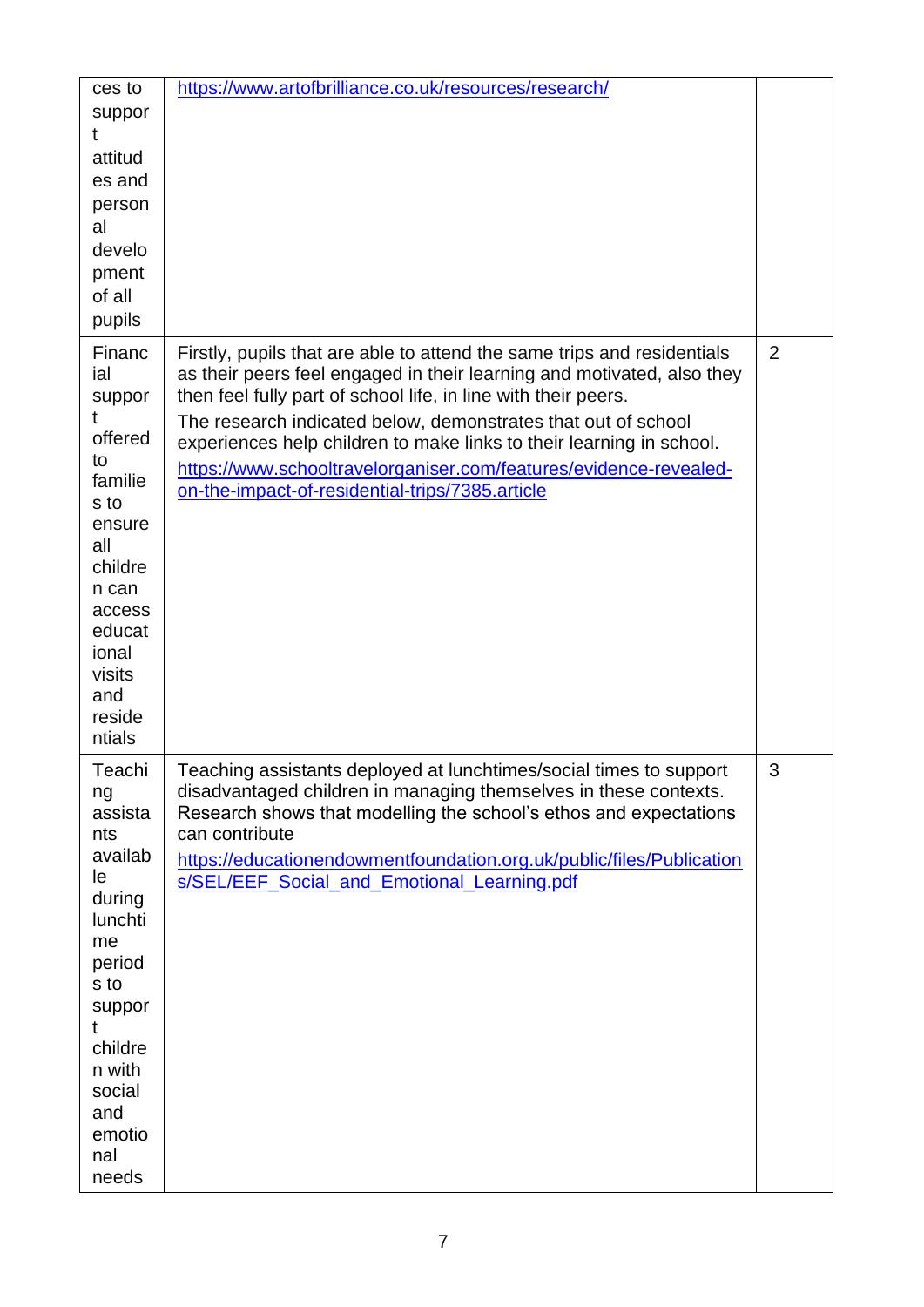| | | |
|---|---|---|
| ces to support attitudes and personal development of all pupils | https://www.artofbrilliance.co.uk/resources/research/ | |
| Financial support offered to families to ensure all children can access educational visits and residentials | Firstly, pupils that are able to attend the same trips and residentials as their peers feel engaged in their learning and motivated, also they then feel fully part of school life, in line with their peers.<br>The research indicated below, demonstrates that out of school experiences help children to make links to their learning in school.<br>https://www.schooltravelorganiser.com/features/evidence-revealed-on-the-impact-of-residential-trips/7385.article | 2 |
| Teaching assistants available during lunchtime periods to support children with social and emotional needs | Teaching assistants deployed at lunchtimes/social times to support disadvantaged children in managing themselves in these contexts. Research shows that modelling the school's ethos and expectations can contribute<br>https://educationendowmentfoundation.org.uk/public/files/Publications/SEL/EEF_Social_and_Emotional_Learning.pdf | 3 |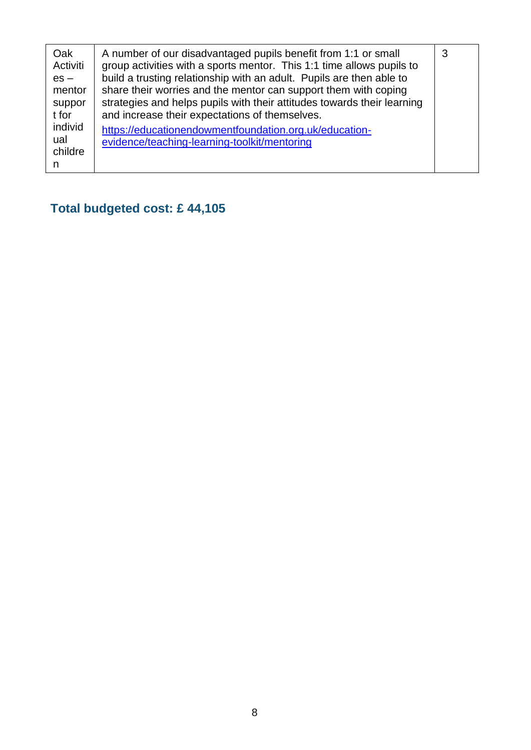| | | |
|---|---|---|
| Oak Activities – mentor support for individual children | A number of our disadvantaged pupils benefit from 1:1 or small group activities with a sports mentor. This 1:1 time allows pupils to build a trusting relationship with an adult. Pupils are then able to share their worries and the mentor can support them with coping strategies and helps pupils with their attitudes towards their learning and increase their expectations of themselves. [https://educationendowmentfoundation.org.uk/education-evidence/teaching-learning-toolkit/mentoring](https://educationendowmentfoundation.org.uk/education-evidence/teaching-learning-toolkit/mentoring) | 3 |

## Total budgeted cost: £ 44,105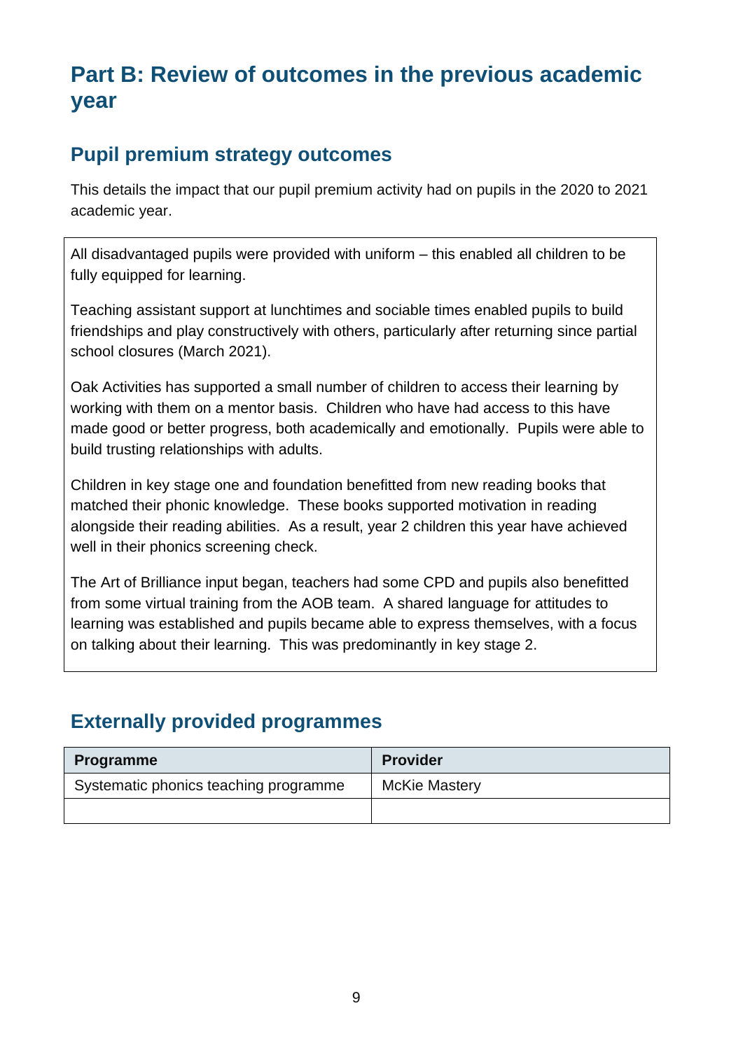# Part B: Review of outcomes in the previous academic year

## Pupil premium strategy outcomes

This details the impact that our pupil premium activity had on pupils in the 2020 to 2021 academic year.

All disadvantaged pupils were provided with uniform – this enabled all children to be fully equipped for learning.

Teaching assistant support at lunchtimes and sociable times enabled pupils to build friendships and play constructively with others, particularly after returning since partial school closures (March 2021).

Oak Activities has supported a small number of children to access their learning by working with them on a mentor basis. Children who have had access to this have made good or better progress, both academically and emotionally. Pupils were able to build trusting relationships with adults.

Children in key stage one and foundation benefitted from new reading books that matched their phonic knowledge. These books supported motivation in reading alongside their reading abilities. As a result, year 2 children this year have achieved well in their phonics screening check.

The Art of Brilliance input began, teachers had some CPD and pupils also benefitted from some virtual training from the AOB team. A shared language for attitudes to learning was established and pupils became able to express themselves, with a focus on talking about their learning. This was predominantly in key stage 2.

## Externally provided programmes

| Programme | Provider |
| --- | --- |
| Systematic phonics teaching programme | McKie Mastery |
| | |